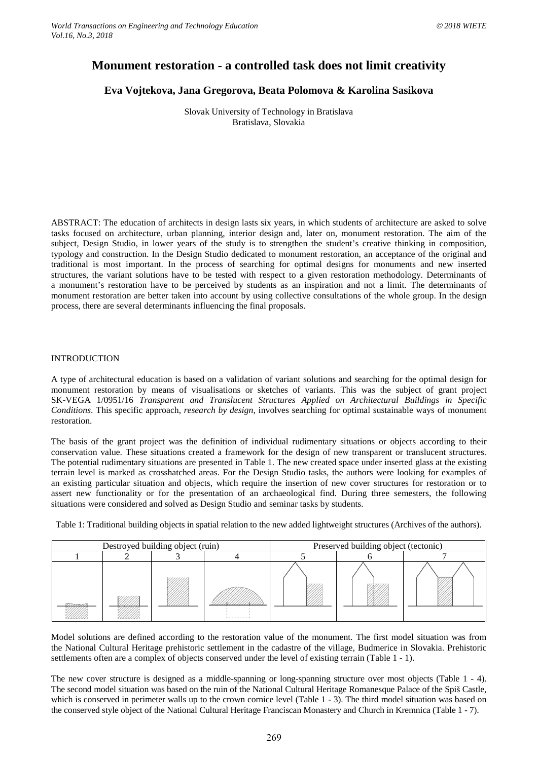# Monument restoration - a controlled task does not limit creativity

**Eva Vojtekova, Jana Gregorova, Beata Polomova & Karolina Sasikova**

Slovak University of Technology in Bratislava
Bratislava, Slovakia

ABSTRACT: The education of architects in design lasts six years, in which students of architecture are asked to solve tasks focused on architecture, urban planning, interior design and, later on, monument restoration. The aim of the subject, Design Studio, in lower years of the study is to strengthen the student's creative thinking in composition, typology and construction. In the Design Studio dedicated to monument restoration, an acceptance of the original and traditional is most important. In the process of searching for optimal designs for monuments and new inserted structures, the variant solutions have to be tested with respect to a given restoration methodology. Determinants of a monument's restoration have to be perceived by students as an inspiration and not a limit. The determinants of monument restoration are better taken into account by using collective consultations of the whole group. In the design process, there are several determinants influencing the final proposals.

## INTRODUCTION

A type of architectural education is based on a validation of variant solutions and searching for the optimal design for monument restoration by means of visualisations or sketches of variants. This was the subject of grant project SK-VEGA 1/0951/16 *Transparent and Translucent Structures Applied on Architectural Buildings in Specific Conditions*. This specific approach, *research by design,* involves searching for optimal sustainable ways of monument restoration.

The basis of the grant project was the definition of individual rudimentary situations or objects according to their conservation value. These situations created a framework for the design of new transparent or translucent structures. The potential rudimentary situations are presented in Table 1. The new created space under inserted glass at the existing terrain level is marked as crosshatched areas. For the Design Studio tasks, the authors were looking for examples of an existing particular situation and objects, which require the insertion of new cover structures for restoration or to assert new functionality or for the presentation of an archaeological find. During three semesters, the following situations were considered and solved as Design Studio and seminar tasks by students.

Table 1: Traditional building objects in spatial relation to the new added lightweight structures (Archives of the authors).

| Destroyed building object (ruin) | | | | Preserved building object (tectonic) | | |
|---|---|---|---|---|---|---|
| 1 | 2 | 3 | 4 | 5 | 6 | 7 |

Model solutions are defined according to the restoration value of the monument. The first model situation was from the National Cultural Heritage prehistoric settlement in the cadastre of the village, Budmerice in Slovakia. Prehistoric settlements often are a complex of objects conserved under the level of existing terrain (Table 1 - 1).

The new cover structure is designed as a middle-spanning or long-spanning structure over most objects (Table 1 - 4). The second model situation was based on the ruin of the National Cultural Heritage Romanesque Palace of the Spiš Castle, which is conserved in perimeter walls up to the crown cornice level (Table 1 - 3). The third model situation was based on the conserved style object of the National Cultural Heritage Franciscan Monastery and Church in Kremnica (Table 1 - 7).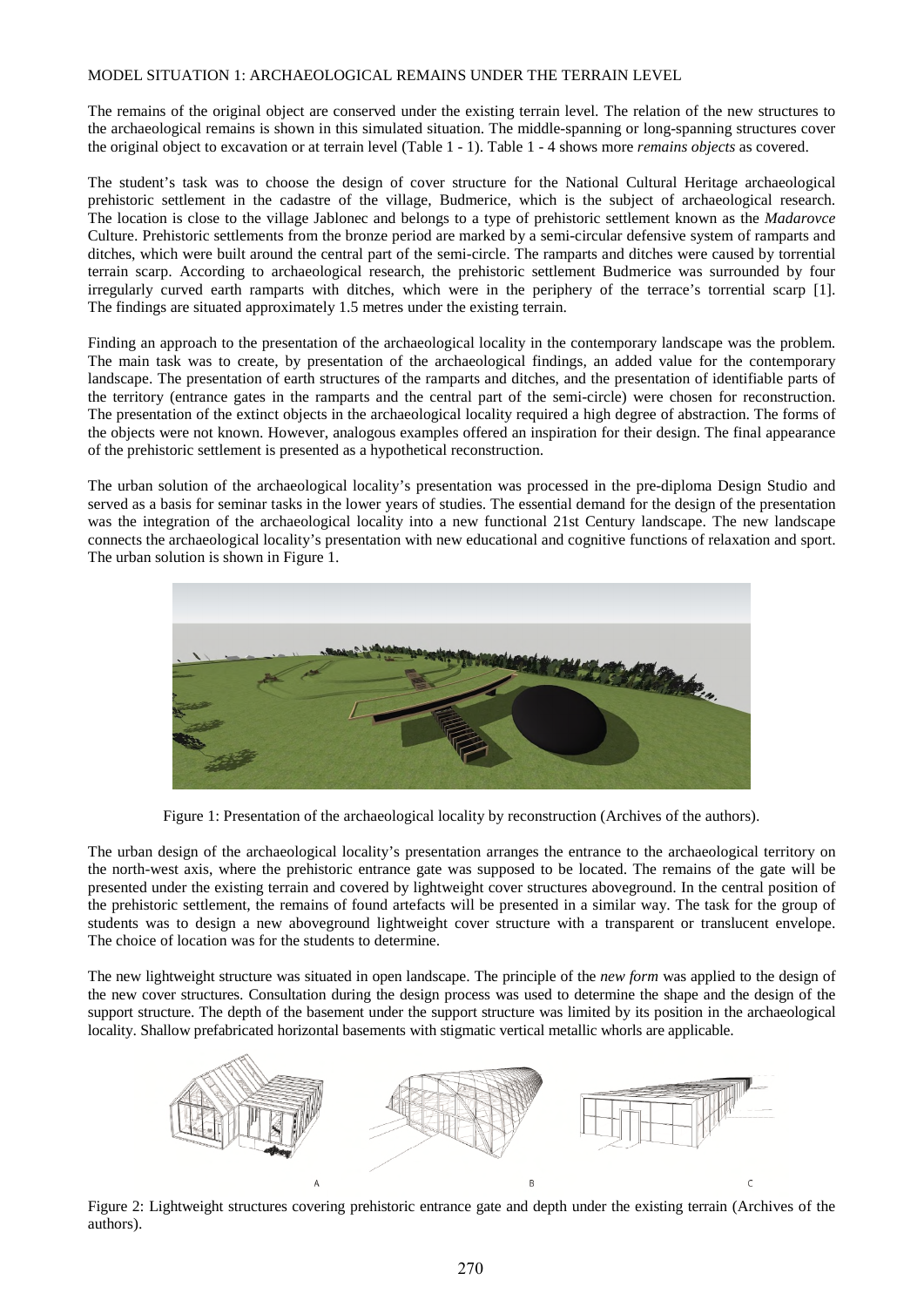MODEL SITUATION 1: ARCHAEOLOGICAL REMAINS UNDER THE TERRAIN LEVEL

The remains of the original object are conserved under the existing terrain level. The relation of the new structures to the archaeological remains is shown in this simulated situation. The middle-spanning or long-spanning structures cover the original object to excavation or at terrain level (Table 1 - 1). Table 1 - 4 shows more *remains objects* as covered.

The student's task was to choose the design of cover structure for the National Cultural Heritage archaeological prehistoric settlement in the cadastre of the village, Budmerice, which is the subject of archaeological research. The location is close to the village Jablonec and belongs to a type of prehistoric settlement known as the *Madarovce* Culture. Prehistoric settlements from the bronze period are marked by a semi-circular defensive system of ramparts and ditches, which were built around the central part of the semi-circle. The ramparts and ditches were caused by torrential terrain scarp. According to archaeological research, the prehistoric settlement Budmerice was surrounded by four irregularly curved earth ramparts with ditches, which were in the periphery of the terrace's torrential scarp [1]. The findings are situated approximately 1.5 metres under the existing terrain.

Finding an approach to the presentation of the archaeological locality in the contemporary landscape was the problem. The main task was to create, by presentation of the archaeological findings, an added value for the contemporary landscape. The presentation of earth structures of the ramparts and ditches, and the presentation of identifiable parts of the territory (entrance gates in the ramparts and the central part of the semi-circle) were chosen for reconstruction. The presentation of the extinct objects in the archaeological locality required a high degree of abstraction. The forms of the objects were not known. However, analogous examples offered an inspiration for their design. The final appearance of the prehistoric settlement is presented as a hypothetical reconstruction.

The urban solution of the archaeological locality's presentation was processed in the pre-diploma Design Studio and served as a basis for seminar tasks in the lower years of studies. The essential demand for the design of the presentation was the integration of the archaeological locality into a new functional 21st Century landscape. The new landscape connects the archaeological locality's presentation with new educational and cognitive functions of relaxation and sport. The urban solution is shown in Figure 1.

Figure 1: Presentation of the archaeological locality by reconstruction (Archives of the authors).

The urban design of the archaeological locality's presentation arranges the entrance to the archaeological territory on the north-west axis, where the prehistoric entrance gate was supposed to be located. The remains of the gate will be presented under the existing terrain and covered by lightweight cover structures aboveground. In the central position of the prehistoric settlement, the remains of found artefacts will be presented in a similar way. The task for the group of students was to design a new aboveground lightweight cover structure with a transparent or translucent envelope. The choice of location was for the students to determine.

The new lightweight structure was situated in open landscape. The principle of the *new form* was applied to the design of the new cover structures. Consultation during the design process was used to determine the shape and the design of the support structure. The depth of the basement under the support structure was limited by its position in the archaeological locality. Shallow prefabricated horizontal basements with stigmatic vertical metallic whorls are applicable.

Figure 2: Lightweight structures covering prehistoric entrance gate and depth under the existing terrain (Archives of the authors).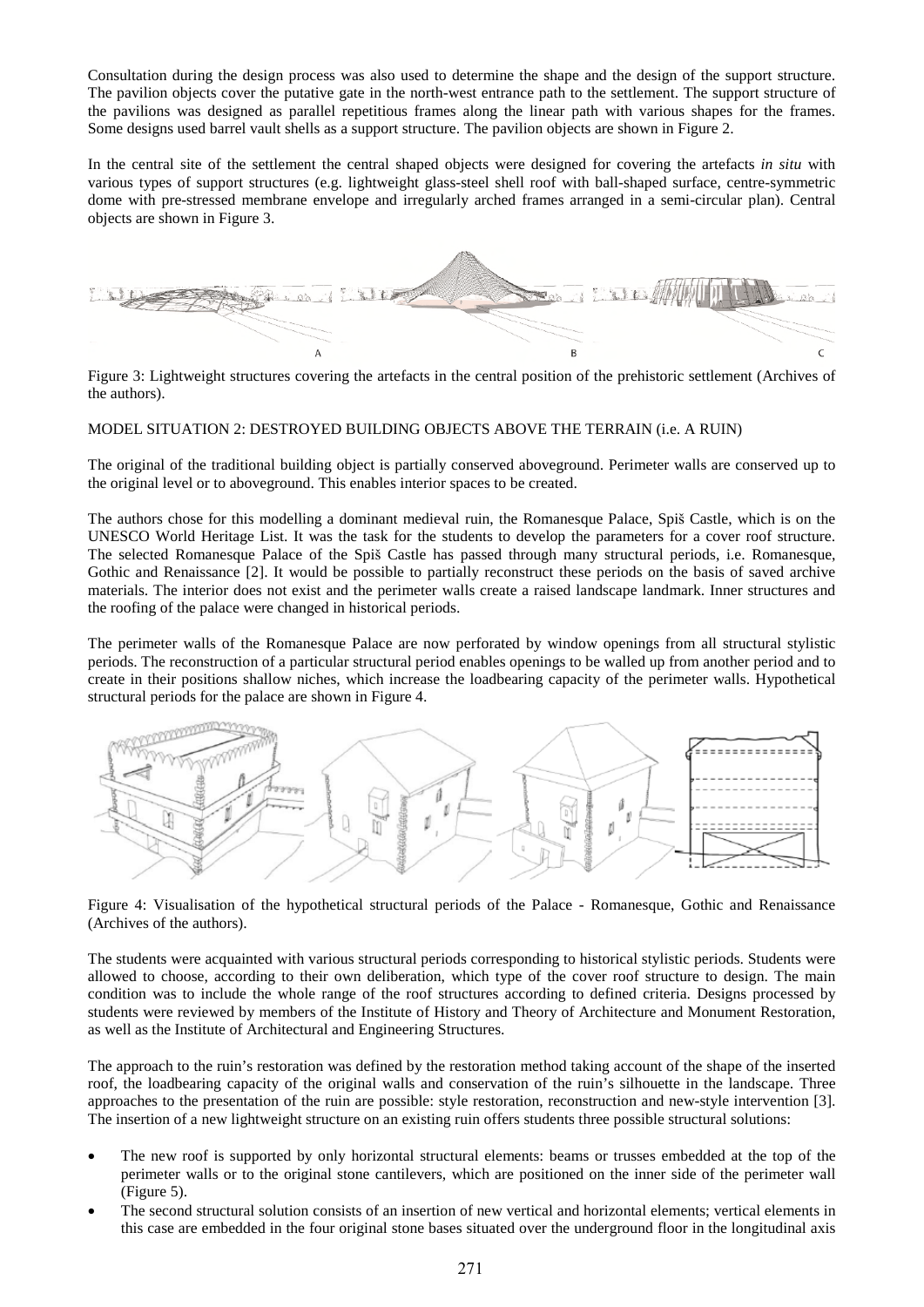Consultation during the design process was also used to determine the shape and the design of the support structure. The pavilion objects cover the putative gate in the north-west entrance path to the settlement. The support structure of the pavilions was designed as parallel repetitious frames along the linear path with various shapes for the frames. Some designs used barrel vault shells as a support structure. The pavilion objects are shown in Figure 2.

In the central site of the settlement the central shaped objects were designed for covering the artefacts *in situ* with various types of support structures (e.g. lightweight glass-steel shell roof with ball-shaped surface, centre-symmetric dome with pre-stressed membrane envelope and irregularly arched frames arranged in a semi-circular plan). Central objects are shown in Figure 3.

Figure 3: Lightweight structures covering the artefacts in the central position of the prehistoric settlement (Archives of the authors).

MODEL SITUATION 2: DESTROYED BUILDING OBJECTS ABOVE THE TERRAIN (i.e. A RUIN)

The original of the traditional building object is partially conserved aboveground. Perimeter walls are conserved up to the original level or to aboveground. This enables interior spaces to be created.

The authors chose for this modelling a dominant medieval ruin, the Romanesque Palace, Spiš Castle, which is on the UNESCO World Heritage List. It was the task for the students to develop the parameters for a cover roof structure. The selected Romanesque Palace of the Spiš Castle has passed through many structural periods, i.e. Romanesque, Gothic and Renaissance [2]. It would be possible to partially reconstruct these periods on the basis of saved archive materials. The interior does not exist and the perimeter walls create a raised landscape landmark. Inner structures and the roofing of the palace were changed in historical periods.

The perimeter walls of the Romanesque Palace are now perforated by window openings from all structural stylistic periods. The reconstruction of a particular structural period enables openings to be walled up from another period and to create in their positions shallow niches, which increase the loadbearing capacity of the perimeter walls. Hypothetical structural periods for the palace are shown in Figure 4.

Figure 4: Visualisation of the hypothetical structural periods of the Palace - Romanesque, Gothic and Renaissance (Archives of the authors).

The students were acquainted with various structural periods corresponding to historical stylistic periods. Students were allowed to choose, according to their own deliberation, which type of the cover roof structure to design. The main condition was to include the whole range of the roof structures according to defined criteria. Designs processed by students were reviewed by members of the Institute of History and Theory of Architecture and Monument Restoration, as well as the Institute of Architectural and Engineering Structures.

The approach to the ruin's restoration was defined by the restoration method taking account of the shape of the inserted roof, the loadbearing capacity of the original walls and conservation of the ruin's silhouette in the landscape. Three approaches to the presentation of the ruin are possible: style restoration, reconstruction and new-style intervention [3]. The insertion of a new lightweight structure on an existing ruin offers students three possible structural solutions:

- The new roof is supported by only horizontal structural elements: beams or trusses embedded at the top of the perimeter walls or to the original stone cantilevers, which are positioned on the inner side of the perimeter wall (Figure 5).
- The second structural solution consists of an insertion of new vertical and horizontal elements; vertical elements in this case are embedded in the four original stone bases situated over the underground floor in the longitudinal axis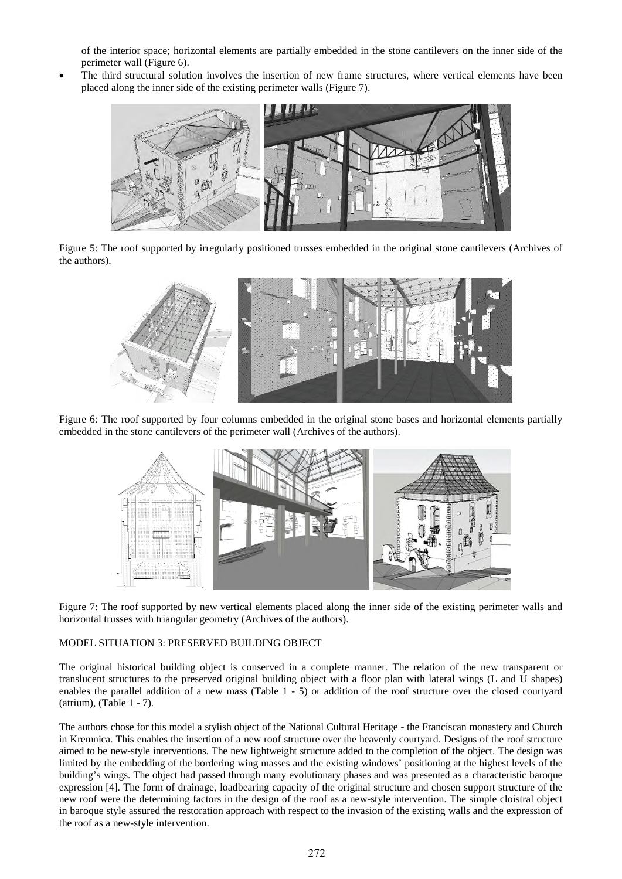of the interior space; horizontal elements are partially embedded in the stone cantilevers on the inner side of the perimeter wall (Figure 6).

- The third structural solution involves the insertion of new frame structures, where vertical elements have been placed along the inner side of the existing perimeter walls (Figure 7).

Figure 5: The roof supported by irregularly positioned trusses embedded in the original stone cantilevers (Archives of the authors).

Figure 6: The roof supported by four columns embedded in the original stone bases and horizontal elements partially embedded in the stone cantilevers of the perimeter wall (Archives of the authors).

Figure 7: The roof supported by new vertical elements placed along the inner side of the existing perimeter walls and horizontal trusses with triangular geometry (Archives of the authors).

## MODEL SITUATION 3: PRESERVED BUILDING OBJECT

The original historical building object is conserved in a complete manner. The relation of the new transparent or translucent structures to the preserved original building object with a floor plan with lateral wings (L and U shapes) enables the parallel addition of a new mass (Table 1 - 5) or addition of the roof structure over the closed courtyard (atrium), (Table 1 - 7).

The authors chose for this model a stylish object of the National Cultural Heritage - the Franciscan monastery and Church in Kremnica. This enables the insertion of a new roof structure over the heavenly courtyard. Designs of the roof structure aimed to be new-style interventions. The new lightweight structure added to the completion of the object. The design was limited by the embedding of the bordering wing masses and the existing windows' positioning at the highest levels of the building's wings. The object had passed through many evolutionary phases and was presented as a characteristic baroque expression [4]. The form of drainage, loadbearing capacity of the original structure and chosen support structure of the new roof were the determining factors in the design of the roof as a new-style intervention. The simple cloistral object in baroque style assured the restoration approach with respect to the invasion of the existing walls and the expression of the roof as a new-style intervention.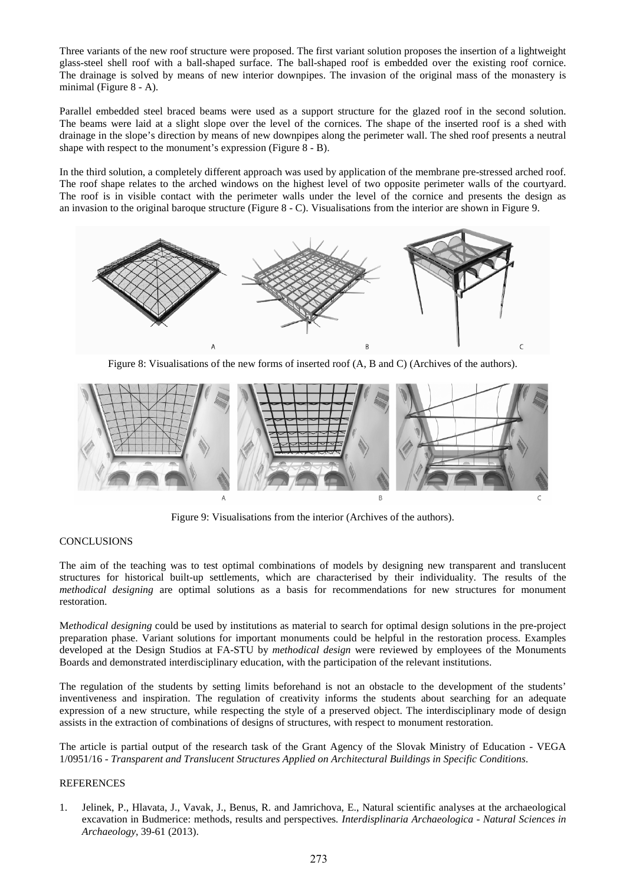Three variants of the new roof structure were proposed. The first variant solution proposes the insertion of a lightweight glass-steel shell roof with a ball-shaped surface. The ball-shaped roof is embedded over the existing roof cornice. The drainage is solved by means of new interior downpipes. The invasion of the original mass of the monastery is minimal (Figure 8 - A).

Parallel embedded steel braced beams were used as a support structure for the glazed roof in the second solution. The beams were laid at a slight slope over the level of the cornices. The shape of the inserted roof is a shed with drainage in the slope's direction by means of new downpipes along the perimeter wall. The shed roof presents a neutral shape with respect to the monument's expression (Figure 8 - B).

In the third solution, a completely different approach was used by application of the membrane pre-stressed arched roof. The roof shape relates to the arched windows on the highest level of two opposite perimeter walls of the courtyard. The roof is in visible contact with the perimeter walls under the level of the cornice and presents the design as an invasion to the original baroque structure (Figure 8 - C). Visualisations from the interior are shown in Figure 9.

Figure 8: Visualisations of the new forms of inserted roof (A, B and C) (Archives of the authors).

Figure 9: Visualisations from the interior (Archives of the authors).

## CONCLUSIONS

The aim of the teaching was to test optimal combinations of models by designing new transparent and translucent structures for historical built-up settlements, which are characterised by their individuality. The results of the *methodical designing* are optimal solutions as a basis for recommendations for new structures for monument restoration.

M*ethodical designing* could be used by institutions as material to search for optimal design solutions in the pre-project preparation phase. Variant solutions for important monuments could be helpful in the restoration process. Examples developed at the Design Studios at FA-STU by *methodical design* were reviewed by employees of the Monuments Boards and demonstrated interdisciplinary education, with the participation of the relevant institutions.

The regulation of the students by setting limits beforehand is not an obstacle to the development of the students' inventiveness and inspiration. The regulation of creativity informs the students about searching for an adequate expression of a new structure, while respecting the style of a preserved object. The interdisciplinary mode of design assists in the extraction of combinations of designs of structures, with respect to monument restoration.

The article is partial output of the research task of the Grant Agency of the Slovak Ministry of Education - VEGA 1/0951/16 - *Transparent and Translucent Structures Applied on Architectural Buildings in Specific Conditions*.

## REFERENCES

1. Jelinek, P., Hlavata, J., Vavak, J., Benus, R. and Jamrichova, E., Natural scientific analyses at the archaeological excavation in Budmerice: methods, results and perspectives. *Interdisplinaria Archaeologica - Natural Sciences in Archaeology*, 39-61 (2013).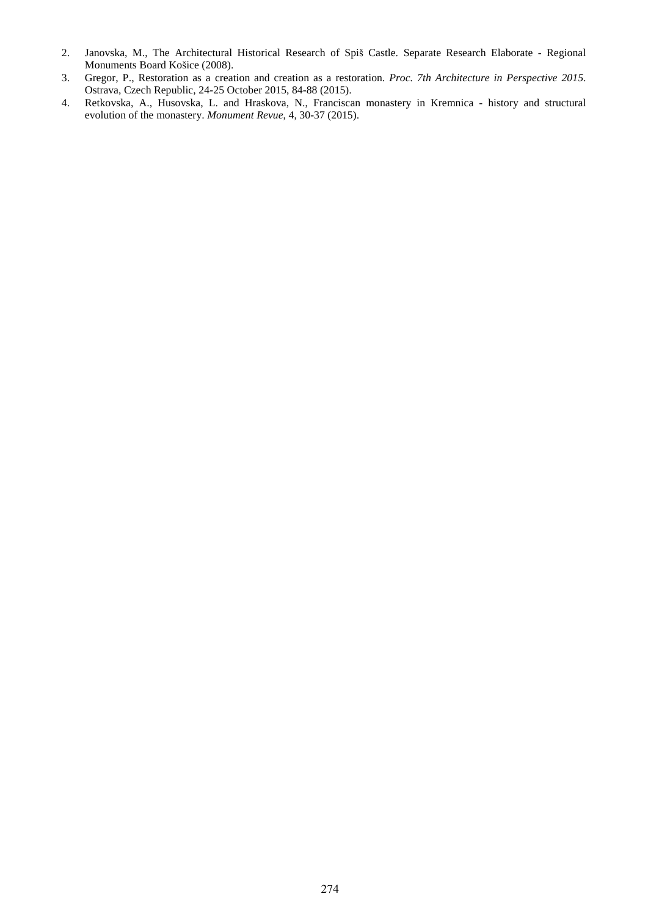2. Janovska, M., The Architectural Historical Research of Spiš Castle. Separate Research Elaborate - Regional Monuments Board Košice (2008).
3. Gregor, P., Restoration as a creation and creation as a restoration. *Proc. 7th Architecture in Perspective 2015*. Ostrava, Czech Republic, 24-25 October 2015, 84-88 (2015).
4. Retkovska, A., Husovska, L. and Hraskova, N., Franciscan monastery in Kremnica - history and structural evolution of the monastery. *Monument Revue*, 4, 30-37 (2015).